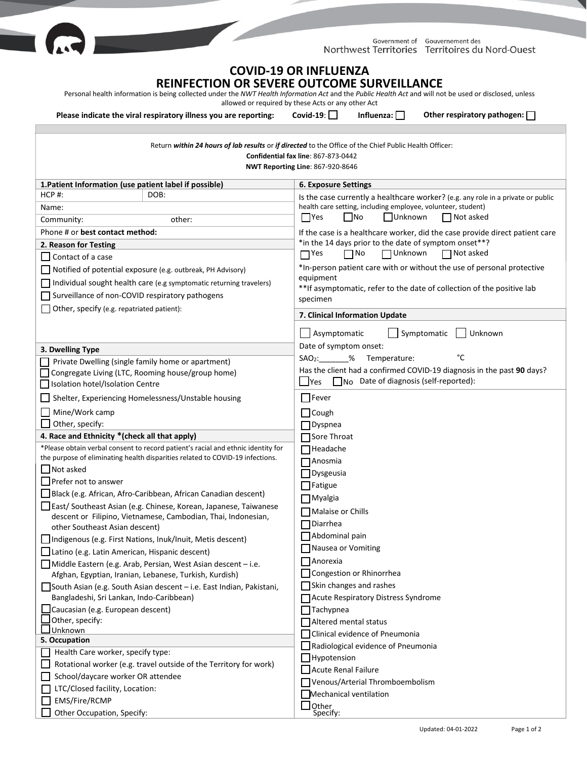Government of Northwest Territories | Gouvernement des Territoires du Nord-Ouest

# COVID-19 OR INFLUENZA
# REINFECTION OR SEVERE OUTCOME SURVEILLANCE

Personal health information is being collected under the *NWT Health Information Act* and the *Public Health Act* and will not be used or disclosed, unless allowed or required by these Acts or any other Act

**Please indicate the viral respiratory illness you are reporting:** **Covid-19**: ☐ **Influenza:** ☐ **Other respiratory pathogen:** ☐

Return ***within 24 hours of lab results*** or ***if directed*** to the Office of the Chief Public Health Officer:
**Confidential fax line**: 867-873-0442
**NWT Reporting Line**: 867-920-8646

## 1. Patient Information (use patient label if possible)

| HCP #: | DOB: |
|---|---|
| Name: | |
| Community: | other: |
| Phone # or **best contact method:** | |

## 2. Reason for Testing

- ☐ Contact of a case
- ☐ Notified of potential exposure (e.g. outbreak, PH Advisory)
- ☐ Individual sought health care (e.g symptomatic returning travelers)
- ☐ Surveillance of non-COVID respiratory pathogens
- ☐ Other, specify (e.g. repatriated patient):

## 3. Dwelling Type

- ☐ Private Dwelling (single family home or apartment)
- ☐ Congregate Living (LTC, Rooming house/group home)
- ☐ Isolation hotel/Isolation Centre
- ☐ Shelter, Experiencing Homelessness/Unstable housing
- ☐ Mine/Work camp
- ☐ Other, specify:

## 4. Race and Ethnicity *(check all that apply)

*Please obtain verbal consent to record patient's racial and ethnic identity for the purpose of eliminating health disparities related to COVID-19 infections.

- ☐ Not asked
- ☐ Prefer not to answer
- ☐ Black (e.g. African, Afro-Caribbean, African Canadian descent)
- ☐ East/ Southeast Asian (e.g. Chinese, Korean, Japanese, Taiwanese descent or Filipino, Vietnamese, Cambodian, Thai, Indonesian, other Southeast Asian descent)
- ☐ Indigenous (e.g. First Nations, Inuk/Inuit, Metis descent)
- ☐ Latino (e.g. Latin American, Hispanic descent)
- ☐ Middle Eastern (e.g. Arab, Persian, West Asian descent – i.e. Afghan, Egyptian, Iranian, Lebanese, Turkish, Kurdish)
- ☐ South Asian (e.g. South Asian descent – i.e. East Indian, Pakistani, Bangladeshi, Sri Lankan, Indo-Caribbean)
- ☐ Caucasian (e.g. European descent)
- ☐ Other, specify:
- ☐ Unknown

## 5. Occupation

- ☐ Health Care worker, specify type:
- ☐ Rotational worker (e.g. travel outside of the Territory for work)
- ☐ School/daycare worker OR attendee
- ☐ LTC/Closed facility, Location:
- ☐ EMS/Fire/RCMP
- ☐ Other Occupation, Specify:

## 6. Exposure Settings

Is the case currently a healthcare worker? (e.g. any role in a private or public health care setting, including employee, volunteer, student)

☐ Yes ☐ No ☐ Unknown ☐ Not asked

If the case is a healthcare worker, did the case provide direct patient care *in the 14 days prior to the date of symptom onset**?

☐ Yes ☐ No ☐ Unknown ☐ Not asked

*In-person patient care with or without the use of personal protective equipment

**If asymptomatic, refer to the date of collection of the positive lab specimen

## 7. Clinical Information Update

☐ Asymptomatic ☐ Symptomatic ☐ Unknown

Date of symptom onset:

$SAO_2$:_______% Temperature: °C

Has the client had a confirmed COVID-19 diagnosis in the past **90** days?

☐ Yes ☐ No Date of diagnosis (self-reported):

- ☐ Fever
- ☐ Cough
- ☐ Dyspnea
- ☐ Sore Throat
- ☐ Headache
- ☐ Anosmia
- ☐ Dysgeusia
- ☐ Fatigue
- ☐ Myalgia
- ☐ Malaise or Chills
- ☐ Diarrhea
- ☐ Abdominal pain
- ☐ Nausea or Vomiting
- ☐ Anorexia
- ☐ Congestion or Rhinorrhea
- ☐ Skin changes and rashes
- ☐ Acute Respiratory Distress Syndrome
- ☐ Tachypnea
- ☐ Altered mental status
- ☐ Clinical evidence of Pneumonia
- ☐ Radiological evidence of Pneumonia
- ☐ Hypotension
- ☐ Acute Renal Failure
- ☐ Venous/Arterial Thromboembolism
- ☐ Mechanical ventilation
- ☐ Other Specify:

Updated: 04-01-2022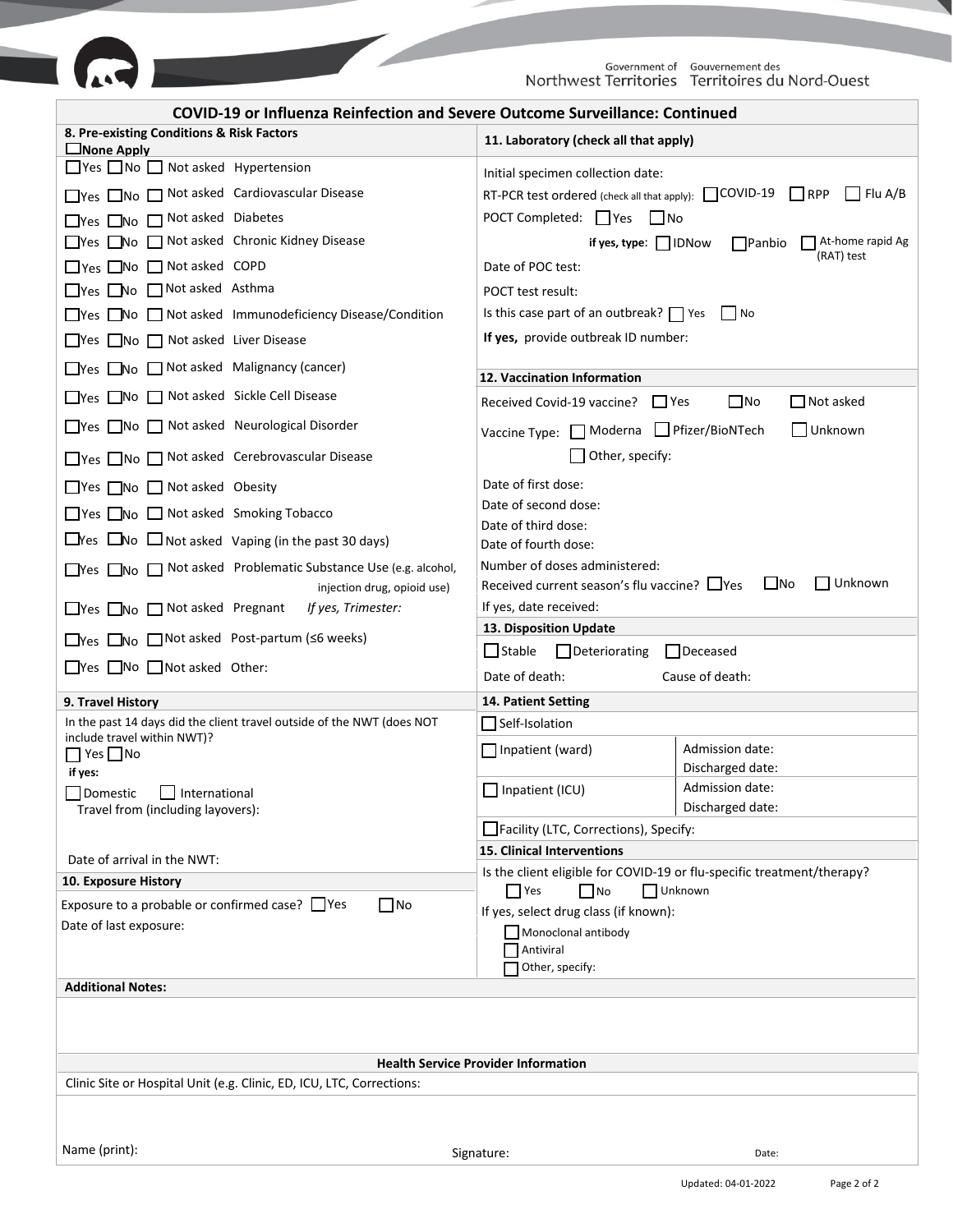Government of Northwest Territories | Gouvernement des Territoires du Nord-Ouest

## COVID-19 or Influenza Reinfection and Severe Outcome Surveillance: Continued

### 8. Pre-existing Conditions & Risk Factors

☐ None Apply

| | | | |
|---|---|---|---|
| ☐ Yes | ☐ No | ☐ Not asked | Hypertension |
| ☐ Yes | ☐ No | ☐ Not asked | Cardiovascular Disease |
| ☐ Yes | ☐ No | ☐ Not asked | Diabetes |
| ☐ Yes | ☐ No | ☐ Not asked | Chronic Kidney Disease |
| ☐ Yes | ☐ No | ☐ Not asked | COPD |
| ☐ Yes | ☐ No | ☐ Not asked | Asthma |
| ☐ Yes | ☐ No | ☐ Not asked | Immunodeficiency Disease/Condition |
| ☐ Yes | ☐ No | ☐ Not asked | Liver Disease |
| ☐ Yes | ☐ No | ☐ Not asked | Malignancy (cancer) |
| ☐ Yes | ☐ No | ☐ Not asked | Sickle Cell Disease |
| ☐ Yes | ☐ No | ☐ Not asked | Neurological Disorder |
| ☐ Yes | ☐ No | ☐ Not asked | Cerebrovascular Disease |
| ☐ Yes | ☐ No | ☐ Not asked | Obesity |
| ☐ Yes | ☐ No | ☐ Not asked | Smoking Tobacco |
| ☐ Yes | ☐ No | ☐ Not asked | Vaping (in the past 30 days) |
| ☐ Yes | ☐ No | ☐ Not asked | Problematic Substance Use (e.g. alcohol, injection drug, opioid use) |
| ☐ Yes | ☐ No | ☐ Not asked | Pregnant *If yes, Trimester:* |
| ☐ Yes | ☐ No | ☐ Not asked | Post-partum (≤6 weeks) |
| ☐ Yes | ☐ No | ☐ Not asked | Other: |

### 9. Travel History

In the past 14 days did the client travel outside of the NWT (does NOT include travel within NWT)?

☐ Yes ☐ No

**if yes:**

☐ Domestic ☐ International

Travel from (including layovers):

Date of arrival in the NWT:

### 10. Exposure History

Exposure to a probable or confirmed case? ☐ Yes ☐ No

Date of last exposure:

### 11. Laboratory (check all that apply)

Initial specimen collection date:

RT-PCR test ordered (check all that apply): ☐ COVID-19 ☐ RPP ☐ Flu A/B

POCT Completed: ☐ Yes ☐ No

**if yes, type**: ☐ IDNow ☐ Panbio ☐ At-home rapid Ag (RAT) test

Date of POC test:

POCT test result:

Is this case part of an outbreak? ☐ Yes ☐ No

**If yes,** provide outbreak ID number:

### 12. Vaccination Information

Received Covid-19 vaccine? ☐ Yes ☐ No ☐ Not asked

Vaccine Type: ☐ Moderna ☐ Pfizer/BioNTech ☐ Unknown ☐ Other, specify:

Date of first dose:

Date of second dose:

Date of third dose:

Date of fourth dose:

Number of doses administered:

Received current season's flu vaccine? ☐ Yes ☐ No ☐ Unknown

If yes, date received:

### 13. Disposition Update

☐ Stable ☐ Deteriorating ☐ Deceased

Date of death: Cause of death:

### 14. Patient Setting

| | |
|---|---|
| ☐ Self-Isolation | |
| ☐ Inpatient (ward) | Admission date:<br>Discharged date: |
| ☐ Inpatient (ICU) | Admission date:<br>Discharged date: |
| ☐ Facility (LTC, Corrections), Specify: | |

### 15. Clinical Interventions

Is the client eligible for COVID-19 or flu-specific treatment/therapy?

☐ Yes ☐ No ☐ Unknown

If yes, select drug class (if known):

☐ Monoclonal antibody

☐ Antiviral

☐ Other, specify:

**Additional Notes:**

**Health Service Provider Information**

Clinic Site or Hospital Unit (e.g. Clinic, ED, ICU, LTC, Corrections:

Name (print): Signature: Date:

Updated: 04-01-2022